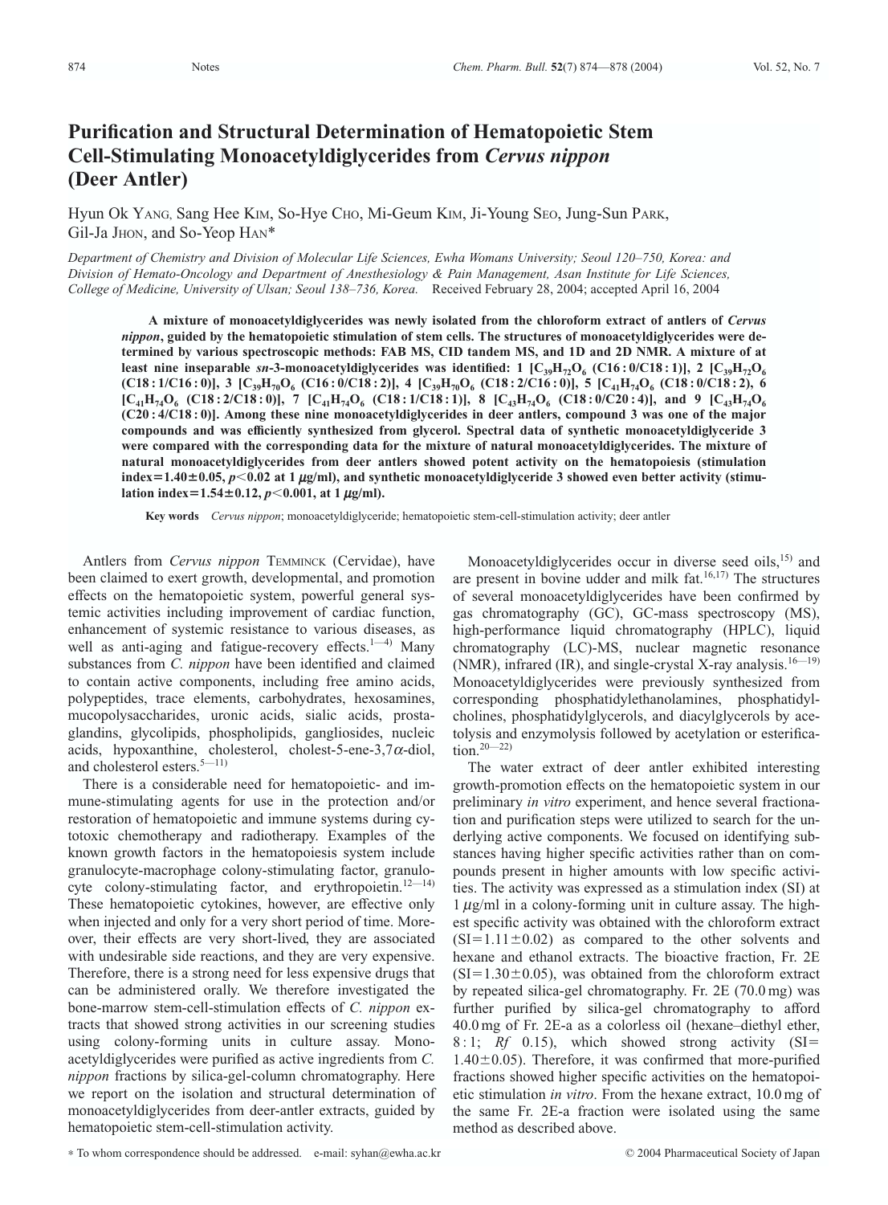Notes

# Purification and Structural Determination of Hematopoietic Stem Cell-Stimulating Monoacetyldiglycerides from *Cervus nippon* (Deer Antler)

Hyun Ok YANG, Sang Hee KIM, So-Hye CHO, Mi-Geum KIM, Ji-Young SEO, Jung-Sun PARK, Gil-Ja JHON, and So-Yeop HAN*

*Department of Chemistry and Division of Molecular Life Sciences, Ewha Womans University; Seoul 120–750, Korea: and Division of Hemato-Oncology and Department of Anesthesiology & Pain Management, Asan Institute for Life Sciences, College of Medicine, University of Ulsan; Seoul 138–736, Korea.* Received February 28, 2004; accepted April 16, 2004

**A mixture of monoacetyldiglycerides was newly isolated from the chloroform extract of antlers of *Cervus nippon*, guided by the hematopoietic stimulation of stem cells. The structures of monoacetyldiglycerides were determined by various spectroscopic methods: FAB MS, CID tandem MS, and 1D and 2D NMR. A mixture of at least nine inseparable *sn*-3-monoacetyldiglycerides was identified: 1 [$C_{39}H_{72}O_6$ (C16 : 0/C18 : 1)], 2 [$C_{39}H_{72}O_6$ (C18 : 1/C16 : 0)], 3 [$C_{39}H_{70}O_6$ (C16 : 0/C18 : 2)], 4 [$C_{39}H_{70}O_6$ (C18 : 2/C16 : 0)], 5 [$C_{41}H_{74}O_6$ (C18 : 0/C18 : 2), 6 [$C_{41}H_{74}O_6$ (C18 : 2/C18 : 0)], 7 [$C_{41}H_{74}O_6$ (C18 : 1/C18 : 1)], 8 [$C_{43}H_{74}O_6$ (C18 : 0/C20 : 4)], and 9 [$C_{43}H_{74}O_6$ (C20 : 4/C18 : 0)]. Among these nine monoacetyldiglycerides in deer antlers, compound 3 was one of the major compounds and was efficiently synthesized from glycerol. Spectral data of synthetic monoacetyldiglyceride 3 were compared with the corresponding data for the mixture of natural monoacetyldiglycerides. The mixture of natural monoacetyldiglycerides from deer antlers showed potent activity on the hematopoiesis (stimulation index=1.40±0.05, $p<0.02$ at 1 μg/ml), and synthetic monoacetyldiglyceride 3 showed even better activity (stimulation index=1.54±0.12, $p<0.001$, at 1 μg/ml).**

**Key words** *Cervus nippon*; monoacetyldiglyceride; hematopoietic stem-cell-stimulation activity; deer antler

Antlers from *Cervus nippon* TEMMINCK (Cervidae), have been claimed to exert growth, developmental, and promotion effects on the hematopoietic system, powerful general systemic activities including improvement of cardiac function, enhancement of systemic resistance to various diseases, as well as anti-aging and fatigue-recovery effects.[1—4] Many substances from *C. nippon* have been identified and claimed to contain active components, including free amino acids, polypeptides, trace elements, carbohydrates, hexosamines, mucopolysaccharides, uronic acids, sialic acids, prostaglandins, glycolipids, phospholipids, gangliosides, nucleic acids, hypoxanthine, cholesterol, cholest-5-ene-3,7α-diol, and cholesterol esters.[5—11]

There is a considerable need for hematopoietic- and immune-stimulating agents for use in the protection and/or restoration of hematopoietic and immune systems during cytotoxic chemotherapy and radiotherapy. Examples of the known growth factors in the hematopoiesis system include granulocyte-macrophage colony-stimulating factor, granulocyte colony-stimulating factor, and erythropoietin.[12—14] These hematopoietic cytokines, however, are effective only when injected and only for a very short period of time. Moreover, their effects are very short-lived, they are associated with undesirable side reactions, and they are very expensive. Therefore, there is a strong need for less expensive drugs that can be administered orally. We therefore investigated the bone-marrow stem-cell-stimulation effects of *C. nippon* extracts that showed strong activities in our screening studies using colony-forming units in culture assay. Monoacetyldiglycerides were purified as active ingredients from *C. nippon* fractions by silica-gel-column chromatography. Here we report on the isolation and structural determination of monoacetyldiglycerides from deer-antler extracts, guided by hematopoietic stem-cell-stimulation activity.

Monoacetyldiglycerides occur in diverse seed oils,[15] and are present in bovine udder and milk fat.[16,17] The structures of several monoacetyldiglycerides have been confirmed by gas chromatography (GC), GC-mass spectroscopy (MS), high-performance liquid chromatography (HPLC), liquid chromatography (LC)-MS, nuclear magnetic resonance (NMR), infrared (IR), and single-crystal X-ray analysis.[16—19] Monoacetyldiglycerides were previously synthesized from corresponding phosphatidylethanolamines, phosphatidylcholines, phosphatidylglycerols, and diacylglycerols by acetolysis and enzymolysis followed by acetylation or esterification.[20—22]

The water extract of deer antler exhibited interesting growth-promotion effects on the hematopoietic system in our preliminary *in vitro* experiment, and hence several fractionation and purification steps were utilized to search for the underlying active components. We focused on identifying substances having higher specific activities rather than on compounds present in higher amounts with low specific activities. The activity was expressed as a stimulation index (SI) at 1 μg/ml in a colony-forming unit in culture assay. The highest specific activity was obtained with the chloroform extract (SI=1.11±0.02) as compared to the other solvents and hexane and ethanol extracts. The bioactive fraction, Fr. 2E (SI=1.30±0.05), was obtained from the chloroform extract by repeated silica-gel chromatography. Fr. 2E (70.0 mg) was further purified by silica-gel chromatography to afford 40.0 mg of Fr. 2E-a as a colorless oil (hexane–diethyl ether, 8 : 1; *Rf* 0.15), which showed strong activity (SI=1.40±0.05). Therefore, it was confirmed that more-purified fractions showed higher specific activities on the hematopoietic stimulation *in vitro*. From the hexane extract, 10.0 mg of the same Fr. 2E-a fraction were isolated using the same method as described above.

* To whom correspondence should be addressed. e-mail: syhan@ewha.ac.kr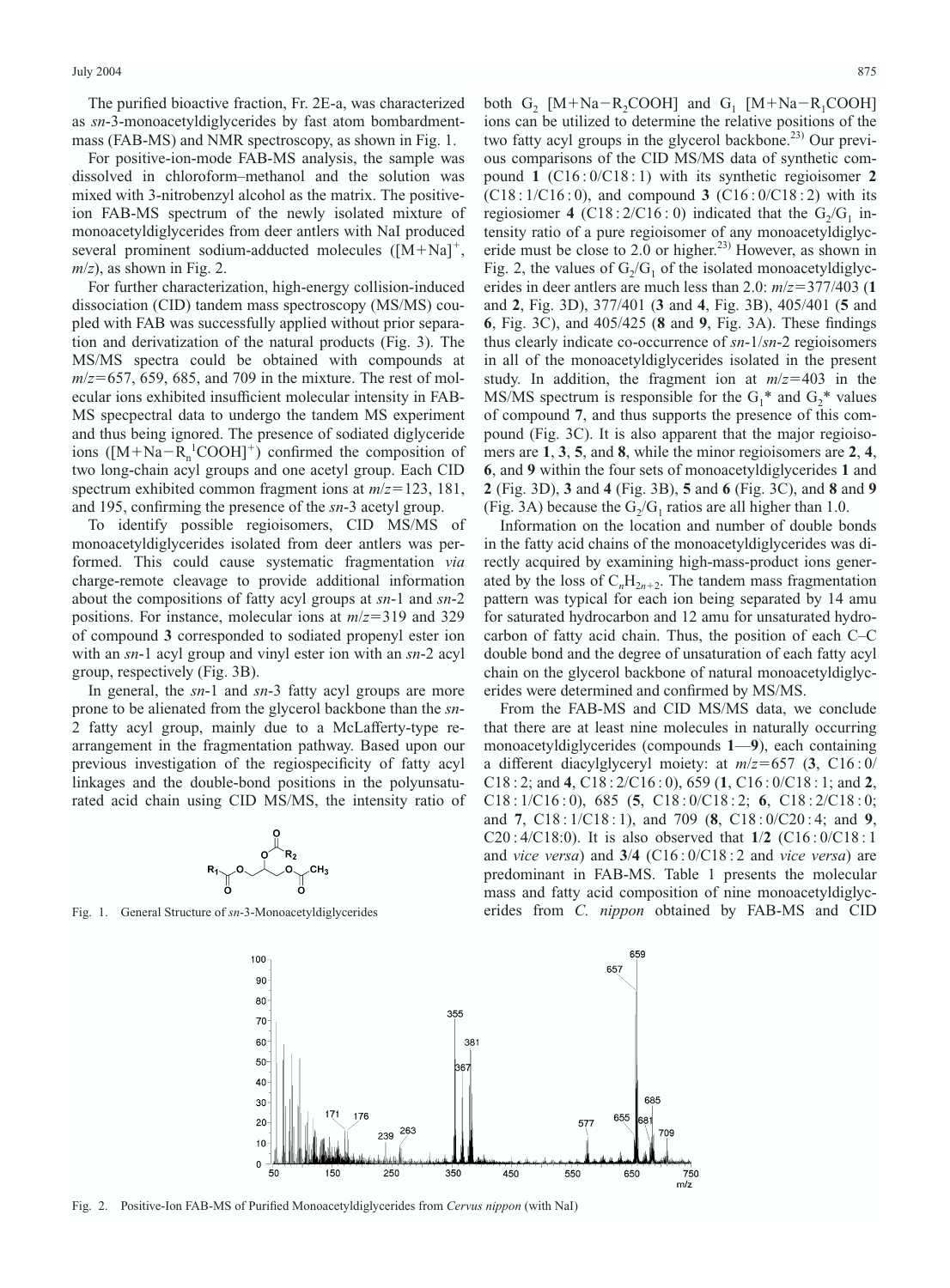The purified bioactive fraction, Fr. 2E-a, was characterized as *sn*-3-monoacetyldiglycerides by fast atom bombardment-mass (FAB-MS) and NMR spectroscopy, as shown in Fig. 1.

For positive-ion-mode FAB-MS analysis, the sample was dissolved in chloroform–methanol and the solution was mixed with 3-nitrobenzyl alcohol as the matrix. The positive-ion FAB-MS spectrum of the newly isolated mixture of monoacetyldiglycerides from deer antlers with NaI produced several prominent sodium-adducted molecules ($[M+Na]^+$, $m/z$), as shown in Fig. 2.

For further characterization, high-energy collision-induced dissociation (CID) tandem mass spectroscopy (MS/MS) coupled with FAB was successfully applied without prior separation and derivatization of the natural products (Fig. 3). The MS/MS spectra could be obtained with compounds at $m/z$=657, 659, 685, and 709 in the mixture. The rest of molecular ions exhibited insufficient molecular intensity in FAB-MS specpectral data to undergo the tandem MS experiment and thus being ignored. The presence of sodiated diglyceride ions ($[M+Na-R_n^1COOH]^+$) confirmed the composition of two long-chain acyl groups and one acetyl group. Each CID spectrum exhibited common fragment ions at $m/z$=123, 181, and 195, confirming the presence of the *sn*-3 acetyl group.

To identify possible regioisomers, CID MS/MS of monoacetyldiglycerides isolated from deer antlers was performed. This could cause systematic fragmentation *via* charge-remote cleavage to provide additional information about the compositions of fatty acyl groups at *sn*-1 and *sn*-2 positions. For instance, molecular ions at $m/z$=319 and 329 of compound **3** corresponded to sodiated propenyl ester ion with an *sn*-1 acyl group and vinyl ester ion with an *sn*-2 acyl group, respectively (Fig. 3B).

In general, the *sn*-1 and *sn*-3 fatty acyl groups are more prone to be alienated from the glycerol backbone than the *sn*-2 fatty acyl group, mainly due to a McLafferty-type rearrangement in the fragmentation pathway. Based upon our previous investigation of the regiospecificity of fatty acyl linkages and the double-bond positions in the polyunsaturated acid chain using CID MS/MS, the intensity ratio of both $G_2$ $[M+Na-R_2COOH]$ and $G_1$ $[M+Na-R_1COOH]$ ions can be utilized to determine the relative positions of the two fatty acyl groups in the glycerol backbone.[23] Our previous comparisons of the CID MS/MS data of synthetic compound **1** (C16 : 0/C18 : 1) with its synthetic regioisomer **2** (C18 : 1/C16 : 0), and compound **3** (C16 : 0/C18 : 2) with its regioisomer **4** (C18 : 2/C16 : 0) indicated that the $G_2/G_1$ intensity ratio of a pure regioisomer of any monoacetyldiglyceride must be close to 2.0 or higher.[23] However, as shown in Fig. 2, the values of $G_2/G_1$ of the isolated monoacetyldiglycerides in deer antlers are much less than 2.0: $m/z$=377/403 (**1** and **2**, Fig. 3D), 377/401 (**3** and **4**, Fig. 3B), 405/401 (**5** and **6**, Fig. 3C), and 405/425 (**8** and **9**, Fig. 3A). These findings thus clearly indicate co-occurrence of *sn*-1/*sn*-2 regioisomers in all of the monoacetyldiglycerides isolated in the present study. In addition, the fragment ion at $m/z$=403 in the MS/MS spectrum is responsible for the $G_1$* and $G_2$* values of compound **7**, and thus supports the presence of this compound (Fig. 3C). It is also apparent that the major regioisomers are **1**, **3**, **5**, and **8**, while the minor regioisomers are **2**, **4**, **6**, and **9** within the four sets of monoacetyldiglycerides **1** and **2** (Fig. 3D), **3** and **4** (Fig. 3B), **5** and **6** (Fig. 3C), and **8** and **9** (Fig. 3A) because the $G_2/G_1$ ratios are all higher than 1.0.

Information on the location and number of double bonds in the fatty acid chains of the monoacetyldiglycerides was directly acquired by examining high-mass-product ions generated by the loss of $C_nH_{2n+2}$. The tandem mass fragmentation pattern was typical for each ion being separated by 14 amu for saturated hydrocarbon and 12 amu for unsaturated hydrocarbon of fatty acid chain. Thus, the position of each C–C double bond and the degree of unsaturation of each fatty acyl chain on the glycerol backbone of natural monoacetyldiglycerides were determined and confirmed by MS/MS.

From the FAB-MS and CID MS/MS data, we conclude that there are at least nine molecules in naturally occurring monoacetyldiglycerides (compounds **1**—**9**), each containing a different diacylglyceryl moiety: at $m/z$=657 (**3**, C16 : 0/C18 : 2; and **4**, C18 : 2/C16 : 0), 659 (**1**, C16 : 0/C18 : 1; and **2**, C18 : 1/C16 : 0), 685 (**5**, C18 : 0/C18 : 2; **6**, C18 : 2/C18 : 0; and **7**, C18 : 1/C18 : 1), and 709 (**8**, C18 : 0/C20 : 4; and **9**, C20 : 4/C18:0). It is also observed that **1**/**2** (C16 : 0/C18 : 1 and *vice versa*) and **3**/**4** (C16 : 0/C18 : 2 and *vice versa*) are predominant in FAB-MS. Table 1 presents the molecular mass and fatty acid composition of nine monoacetyldiglycerides from *C. nippon* obtained by FAB-MS and CID

Fig. 1. General Structure of *sn*-3-Monoacetyldiglycerides

Fig. 2. Positive-Ion FAB-MS of Purified Monoacetyldiglycerides from *Cervus nippon* (with NaI)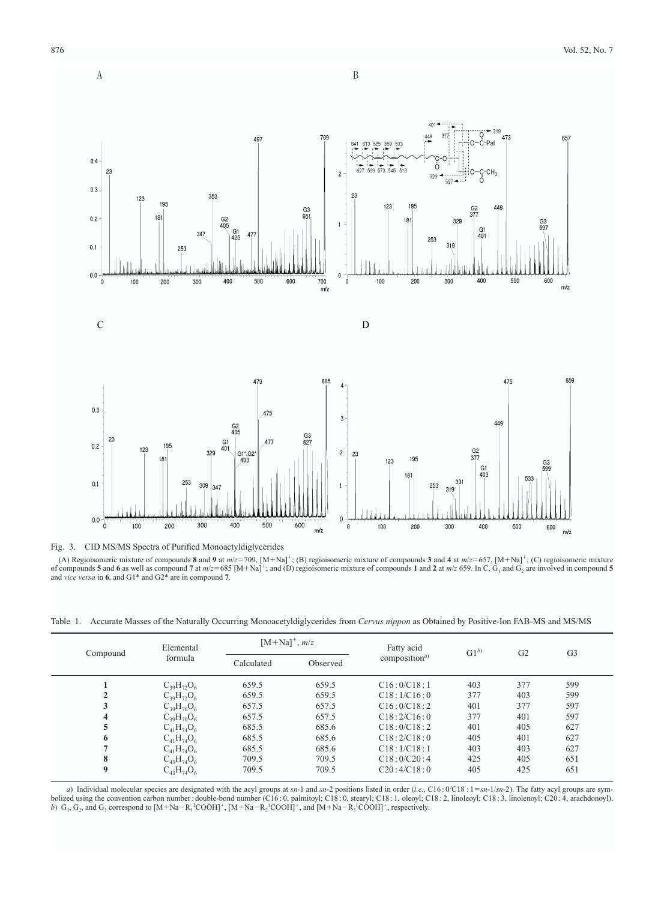Fig. 3. CID MS/MS Spectra of Purified Monoactyldiglycerides

(A) Regioisomeric mixture of compounds **8** and **9** at $m/z$=709, $[M+Na]^+$; (B) regioisomeric mixture of compounds **3** and **4** at $m/z$=657, $[M+Na]^+$; (C) regioisomeric mixture of compounds **5** and **6** as well as compound **7** at $m/z$=685 $[M+Na]^+$; and (D) regioisomeric mixture of compounds **1** and **2** at $m/z$ 659. In C, $G_1$ and $G_2$ are involved in compound **5** and *vice versa* in **6**, and G1* and G2* are in compound **7**.

Table 1. Accurate Masses of the Naturally Occurring Monoacetyldiglycerides from *Cervus nippon* as Obtained by Positive-Ion FAB-MS and MS/MS

| Compound | Elemental formula | $[M+Na]^+$, $m/z$ | | Fatty acid composition[a] | G1[b] | G2 | G3 |
|---|---|---|---|---|---|---|---|
| | | Calculated | Observed | | | | |
| **1** | $C_{39}H_{72}O_6$ | 659.5 | 659.5 | C16:0/C18:1 | 403 | 377 | 599 |
| **2** | $C_{39}H_{72}O_6$ | 659.5 | 659.5 | C18:1/C16:0 | 377 | 403 | 599 |
| **3** | $C_{39}H_{70}O_6$ | 657.5 | 657.5 | C16:0/C18:2 | 401 | 377 | 597 |
| **4** | $C_{39}H_{70}O_6$ | 657.5 | 657.5 | C18:2/C16:0 | 377 | 401 | 597 |
| **5** | $C_{41}H_{74}O_6$ | 685.5 | 685.6 | C18:0/C18:2 | 401 | 405 | 627 |
| **6** | $C_{41}H_{74}O_6$ | 685.5 | 685.6 | C18:2/C18:0 | 405 | 401 | 627 |
| **7** | $C_{41}H_{74}O_6$ | 685.5 | 685.6 | C18:1/C18:1 | 403 | 403 | 627 |
| **8** | $C_{43}H_{74}O_6$ | 709.5 | 709.5 | C18:0/C20:4 | 425 | 405 | 651 |
| **9** | $C_{43}H_{74}O_6$ | 709.5 | 709.5 | C20:4/C18:0 | 405 | 425 | 651 |

*a*) Individual molecular species are designated with the acyl groups at *sn*-1 and *sn*-2 positions listed in order (*i.e.*, C16:0/C18:1=*sn*-1/*sn*-2). The fatty acyl groups are symbolized using the convention carbon number:double-bond number (C16:0, palmitoyl; C18:0, stearyl; C18:1, oleoyl; C18:2, linoleoyl; C18:3, linolenoyl; C20:4, arachdonoyl). *b*) $G_1$, $G_2$, and $G_3$ correspond to $[M+Na-R_1^{\ 1}COOH]^+$, $[M+Na-R_2^{\ 1}COOH]^+$, and $[M+Na-R_3^{\ 1}COOH]^+$, respectively.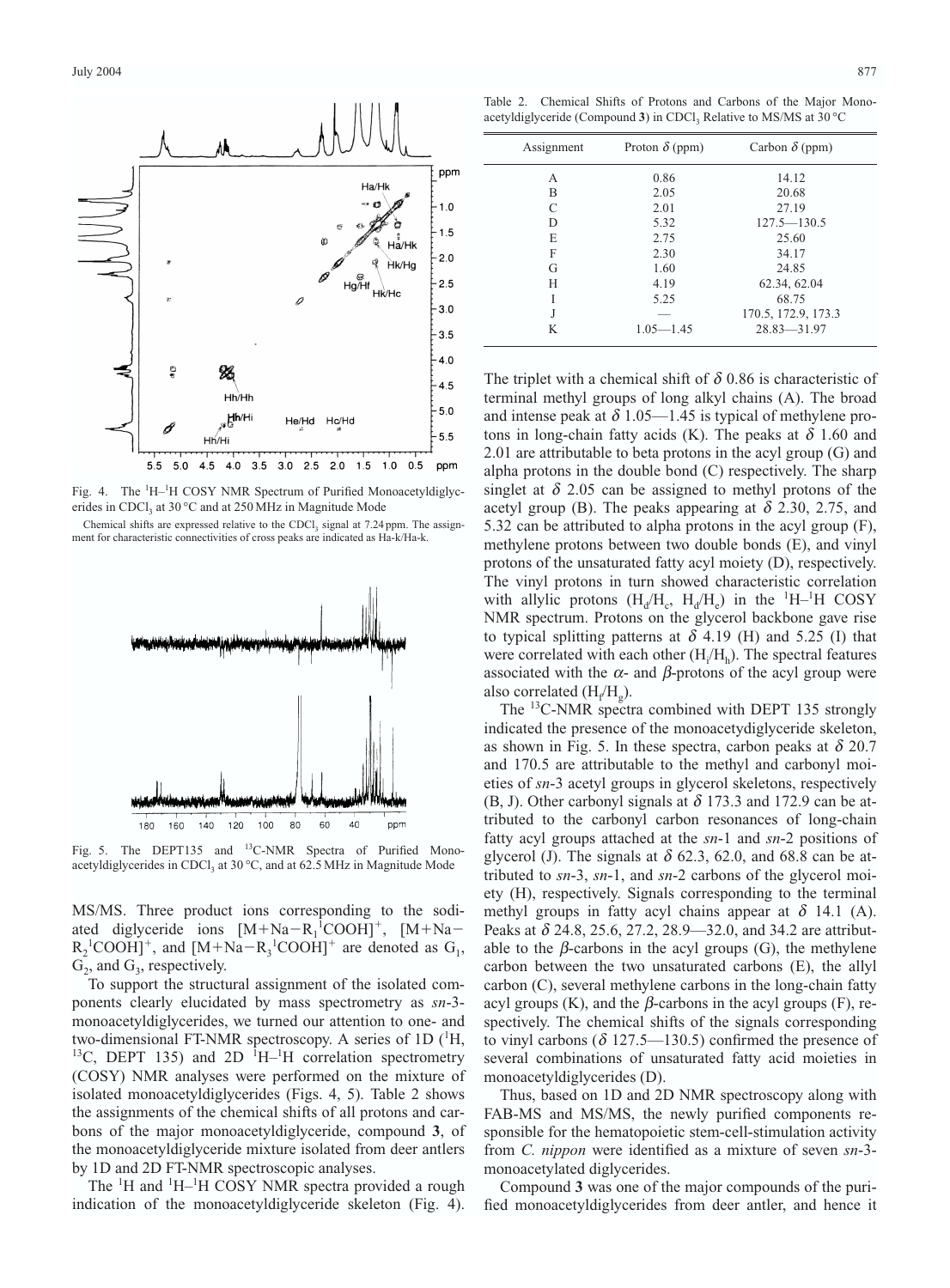Fig. 4. The $^{1}$H–$^{1}$H COSY NMR Spectrum of Purified Monoacetyldiglycerides in $CDCl_3$ at 30 °C and at 250 MHz in Magnitude Mode

Chemical shifts are expressed relative to the $CDCl_3$ signal at 7.24 ppm. The assignment for characteristic connectivities of cross peaks are indicated as Ha-k/Ha-k.

Fig. 5. The DEPT135 and $^{13}$C-NMR Spectra of Purified Monoacetyldiglycerides in $CDCl_3$ at 30 °C, and at 62.5 MHz in Magnitude Mode

MS/MS. Three product ions corresponding to the sodiated diglyceride ions $[M+Na-R_1{}^1COOH]^+$, $[M+Na-R_2{}^1COOH]^+$, and $[M+Na-R_3{}^1COOH]^+$ are denoted as $G_1$, $G_2$, and $G_3$, respectively.

To support the structural assignment of the isolated components clearly elucidated by mass spectrometry as *sn*-3-monoacetyldiglycerides, we turned our attention to one- and two-dimensional FT-NMR spectroscopy. A series of 1D ($^{1}$H, $^{13}$C, DEPT 135) and 2D $^{1}$H–$^{1}$H correlation spectrometry (COSY) NMR analyses were performed on the mixture of isolated monoacetyldiglycerides (Figs. 4, 5). Table 2 shows the assignments of the chemical shifts of all protons and carbons of the major monoacetyldiglyceride, compound **3**, of the monoacetyldiglyceride mixture isolated from deer antlers by 1D and 2D FT-NMR spectroscopic analyses.

The $^{1}$H and $^{1}$H–$^{1}$H COSY NMR spectra provided a rough indication of the monoacetyldiglyceride skeleton (Fig. 4).

Table 2. Chemical Shifts of Protons and Carbons of the Major Monoacetyldiglyceride (Compound **3**) in $CDCl_3$ Relative to MS/MS at 30 °C

| Assignment | Proton $\delta$ (ppm) | Carbon $\delta$ (ppm) |
|---|---|---|
| A | 0.86 | 14.12 |
| B | 2.05 | 20.68 |
| C | 2.01 | 27.19 |
| D | 5.32 | 127.5—130.5 |
| E | 2.75 | 25.60 |
| F | 2.30 | 34.17 |
| G | 1.60 | 24.85 |
| H | 4.19 | 62.34, 62.04 |
| I | 5.25 | 68.75 |
| J | — | 170.5, 172.9, 173.3 |
| K | 1.05—1.45 | 28.83—31.97 |

The triplet with a chemical shift of $\delta$ 0.86 is characteristic of terminal methyl groups of long alkyl chains (A). The broad and intense peak at $\delta$ 1.05—1.45 is typical of methylene protons in long-chain fatty acids (K). The peaks at $\delta$ 1.60 and 2.01 are attributable to beta protons in the acyl group (G) and alpha protons in the double bond (C) respectively. The sharp singlet at $\delta$ 2.05 can be assigned to methyl protons of the acetyl group (B). The peaks appearing at $\delta$ 2.30, 2.75, and 5.32 can be attributed to alpha protons in the acyl group (F), methylene protons between two double bonds (E), and vinyl protons of the unsaturated fatty acyl moiety (D), respectively. The vinyl protons in turn showed characteristic correlation with allylic protons ($H_d/H_c$, $H_d/H_e$) in the $^{1}$H–$^{1}$H COSY NMR spectrum. Protons on the glycerol backbone gave rise to typical splitting patterns at $\delta$ 4.19 (H) and 5.25 (I) that were correlated with each other ($H_i/H_h$). The spectral features associated with the $\alpha$- and $\beta$-protons of the acyl group were also correlated ($H_f/H_g$).

The $^{13}$C-NMR spectra combined with DEPT 135 strongly indicated the presence of the monoacetydiglyceride skeleton, as shown in Fig. 5. In these spectra, carbon peaks at $\delta$ 20.7 and 170.5 are attributable to the methyl and carbonyl moieties of *sn*-3 acetyl groups in glycerol skeletons, respectively (B, J). Other carbonyl signals at $\delta$ 173.3 and 172.9 can be attributed to the carbonyl carbon resonances of long-chain fatty acyl groups attached at the *sn*-1 and *sn*-2 positions of glycerol (J). The signals at $\delta$ 62.3, 62.0, and 68.8 can be attributed to *sn*-3, *sn*-1, and *sn*-2 carbons of the glycerol moiety (H), respectively. Signals corresponding to the terminal methyl groups in fatty acyl chains appear at $\delta$ 14.1 (A). Peaks at $\delta$ 24.8, 25.6, 27.2, 28.9—32.0, and 34.2 are attributable to the $\beta$-carbons in the acyl groups (G), the methylene carbon between the two unsaturated carbons (E), the allyl carbon (C), several methylene carbons in the long-chain fatty acyl groups (K), and the $\beta$-carbons in the acyl groups (F), respectively. The chemical shifts of the signals corresponding to vinyl carbons ($\delta$ 127.5—130.5) confirmed the presence of several combinations of unsaturated fatty acid moieties in monoacetyldiglycerides (D).

Thus, based on 1D and 2D NMR spectroscopy along with FAB-MS and MS/MS, the newly purified components responsible for the hematopoietic stem-cell-stimulation activity from *C. nippon* were identified as a mixture of seven *sn*-3-monoacetylated diglycerides.

Compound **3** was one of the major compounds of the purified monoacetyldiglycerides from deer antler, and hence it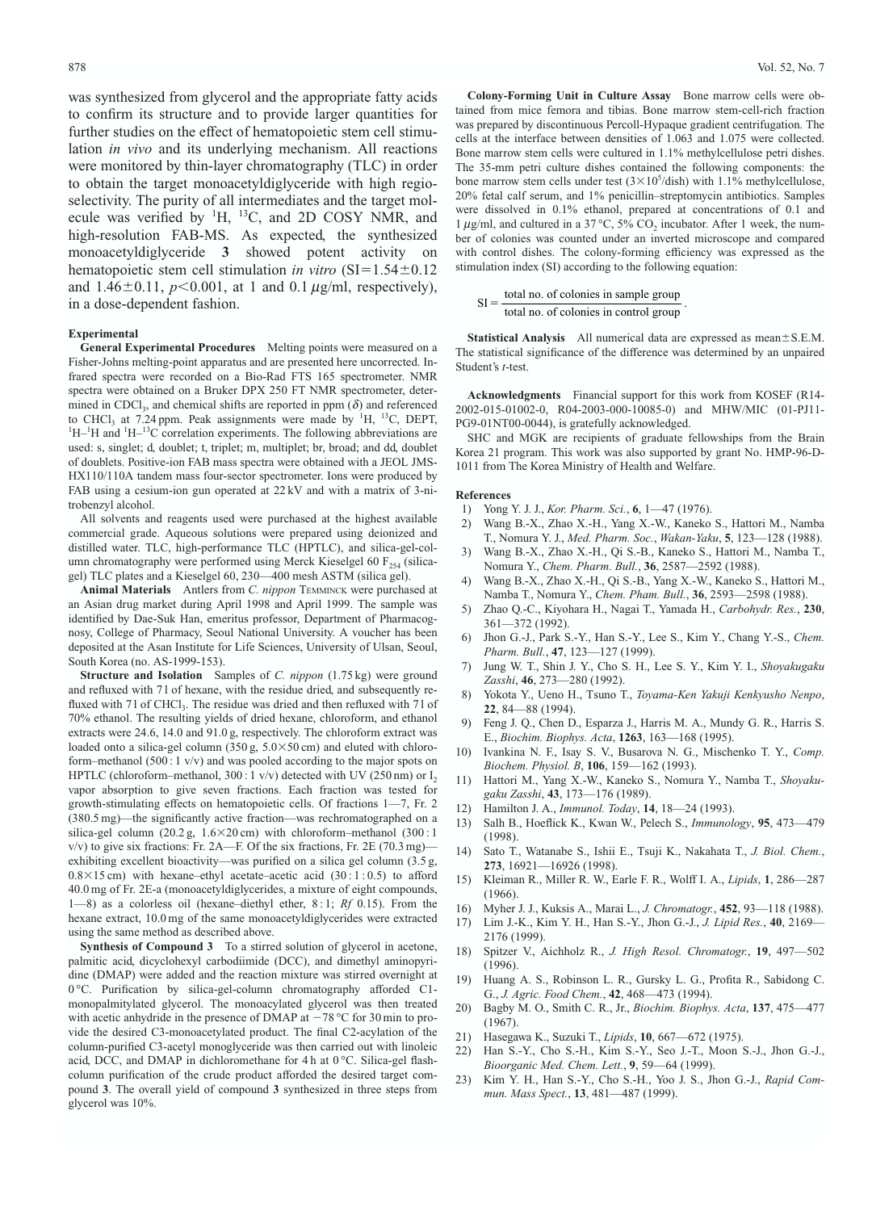was synthesized from glycerol and the appropriate fatty acids to confirm its structure and to provide larger quantities for further studies on the effect of hematopoietic stem cell stimulation *in vivo* and its underlying mechanism. All reactions were monitored by thin-layer chromatography (TLC) in order to obtain the target monoacetyldiglyceride with high regioselectivity. The purity of all intermediates and the target molecule was verified by $^1$H, $^{13}$C, and 2D COSY NMR, and high-resolution FAB-MS. As expected, the synthesized monoacetyldiglyceride **3** showed potent activity on hematopoietic stem cell stimulation *in vitro* (SI=1.54±0.12 and 1.46±0.11, $p<0.001$, at 1 and 0.1 $\mu$g/ml, respectively), in a dose-dependent fashion.

## Experimental

**General Experimental Procedures** Melting points were measured on a Fisher-Johns melting-point apparatus and are presented here uncorrected. Infrared spectra were recorded on a Bio-Rad FTS 165 spectrometer. NMR spectra were obtained on a Bruker DPX 250 FT NMR spectrometer, determined in $CDCl_3$, and chemical shifts are reported in ppm ($\delta$) and referenced to $CHCl_3$ at 7.24 ppm. Peak assignments were made by $^1$H, $^{13}$C, DEPT, $^1$H–$^1$H and $^1$H–$^{13}$C correlation experiments. The following abbreviations are used: s, singlet; d, doublet; t, triplet; m, multiplet; br, broad; and dd, doublet of doublets. Positive-ion FAB mass spectra were obtained with a JEOL JMS-HX110/110A tandem mass four-sector spectrometer. Ions were produced by FAB using a cesium-ion gun operated at 22 kV and with a matrix of 3-nitrobenzyl alcohol.

All solvents and reagents used were purchased at the highest available commercial grade. Aqueous solutions were prepared using deionized and distilled water. TLC, high-performance TLC (HPTLC), and silica-gel-column chromatography were performed using Merck Kieselgel 60 $F_{254}$ (silica-gel) TLC plates and a Kieselgel 60, 230—400 mesh ASTM (silica gel).

**Animal Materials** Antlers from *C. nippon* TEMMINCK were purchased at an Asian drug market during April 1998 and April 1999. The sample was identified by Dae-Suk Han, emeritus professor, Department of Pharmacognosy, College of Pharmacy, Seoul National University. A voucher has been deposited at the Asan Institute for Life Sciences, University of Ulsan, Seoul, South Korea (no. AS-1999-153).

**Structure and Isolation** Samples of *C. nippon* (1.75 kg) were ground and refluxed with 7 l of hexane, with the residue dried, and subsequently refluxed with 7 l of $CHCl_3$. The residue was dried and then refluxed with 7 l of 70% ethanol. The resulting yields of dried hexane, chloroform, and ethanol extracts were 24.6, 14.0 and 91.0 g, respectively. The chloroform extract was loaded onto a silica-gel column (350 g, 5.0×50 cm) and eluted with chloroform–methanol (500 : 1 v/v) and was pooled according to the major spots on HPTLC (chloroform–methanol, 300 : 1 v/v) detected with UV (250 nm) or $I_2$ vapor absorption to give seven fractions. Each fraction was tested for growth-stimulating effects on hematopoietic cells. Of fractions 1—7, Fr. 2 (380.5 mg)—the significantly active fraction—was rechromatographed on a silica-gel column (20.2 g, 1.6×20 cm) with chloroform–methanol (300 : 1 v/v) to give six fractions: Fr. 2A—F. Of the six fractions, Fr. 2E (70.3 mg)—exhibiting excellent bioactivity—was purified on a silica gel column (3.5 g, 0.8×15 cm) with hexane–ethyl acetate–acetic acid (30 : 1 : 0.5) to afford 40.0 mg of Fr. 2E-a (monoacetyldiglycerides, a mixture of eight compounds, 1—8) as a colorless oil (hexane–diethyl ether, 8 : 1; *Rf* 0.15). From the hexane extract, 10.0 mg of the same monoacetyldiglycerides were extracted using the same method as described above.

**Synthesis of Compound 3** To a stirred solution of glycerol in acetone, palmitic acid, dicyclohexyl carbodiimide (DCC), and dimethyl aminopyridine (DMAP) were added and the reaction mixture was stirred overnight at 0 °C. Purification by silica-gel-column chromatography afforded C1-monopalmitylated glycerol. The monoacylated glycerol was then treated with acetic anhydride in the presence of DMAP at −78 °C for 30 min to provide the desired C3-monoacetylated product. The final C2-acylation of the column-purified C3-acetyl monoglyceride was then carried out with linoleic acid, DCC, and DMAP in dichloromethane for 4 h at 0 °C. Silica-gel flash-column purification of the crude product afforded the desired target compound **3**. The overall yield of compound **3** synthesized in three steps from glycerol was 10%.

**Colony-Forming Unit in Culture Assay** Bone marrow cells were obtained from mice femora and tibias. Bone marrow stem-cell-rich fraction was prepared by discontinuous Percoll-Hypaque gradient centrifugation. The cells at the interface between densities of 1.063 and 1.075 were collected. Bone marrow stem cells were cultured in 1.1% methylcellulose petri dishes. The 35-mm petri culture dishes contained the following components: the bone marrow stem cells under test ($3\times10^5$/dish) with 1.1% methylcellulose, 20% fetal calf serum, and 1% penicillin–streptomycin antibiotics. Samples were dissolved in 0.1% ethanol, prepared at concentrations of 0.1 and 1 $\mu$g/ml, and cultured in a 37 °C, 5% $CO_2$ incubator. After 1 week, the number of colonies was counted under an inverted microscope and compared with control dishes. The colony-forming efficiency was expressed as the stimulation index (SI) according to the following equation:

$$\text{SI} = \frac{\text{total no. of colonies in sample group}}{\text{total no. of colonies in control group}}.$$

**Statistical Analysis** All numerical data are expressed as mean±S.E.M. The statistical significance of the difference was determined by an unpaired Student's *t*-test.

**Acknowledgments** Financial support for this work from KOSEF (R14-2002-015-01002-0, R04-2003-000-10085-0) and MHW/MIC (01-PJ11-PG9-01NT00-0044), is gratefully acknowledged.

SHC and MGK are recipients of graduate fellowships from the Brain Korea 21 program. This work was also supported by grant No. HMP-96-D-1011 from The Korea Ministry of Health and Welfare.

## References

1) Yong Y. J. J., *Kor. Pharm. Sci.*, **6**, 1—47 (1976).
2) Wang B.-X., Zhao X.-H., Yang X.-W., Kaneko S., Hattori M., Namba T., Nomura Y. J., *Med. Pharm. Soc.*, *Wakan-Yaku*, **5**, 123—128 (1988).
3) Wang B.-X., Zhao X.-H., Qi S.-B., Kaneko S., Hattori M., Namba T., Nomura Y., *Chem. Pharm. Bull.*, **36**, 2587—2592 (1988).
4) Wang B.-X., Zhao X.-H., Qi S.-B., Yang X.-W., Kaneko S., Hattori M., Namba T., Nomura Y., *Chem. Pham. Bull.*, **36**, 2593—2598 (1988).
5) Zhao Q.-C., Kiyohara H., Nagai T., Yamada H., *Carbohydr. Res.*, **230**, 361—372 (1992).
6) Jhon G.-J., Park S.-Y., Han S.-Y., Lee S., Kim Y., Chang Y.-S., *Chem. Pharm. Bull.*, **47**, 123—127 (1999).
7) Jung W. T., Shin J. Y., Cho S. H., Lee S. Y., Kim Y. I., *Shoyakugaku Zasshi*, **46**, 273—280 (1992).
8) Yokota Y., Ueno H., Tsuno T., *Toyama-Ken Yakuji Kenkyusho Nenpo*, **22**, 84—88 (1994).
9) Feng J. Q., Chen D., Esparza J., Harris M. A., Mundy G. R., Harris S. E., *Biochim. Biophys. Acta*, **1263**, 163—168 (1995).
10) Ivankina N. F., Isay S. V., Busarova N. G., Mischenko T. Y., *Comp. Biochem. Physiol. B*, **106**, 159—162 (1993).
11) Hattori M., Yang X.-W., Kaneko S., Nomura Y., Namba T., *Shoyakugaku Zasshi*, **43**, 173—176 (1989).
12) Hamilton J. A., *Immunol. Today*, **14**, 18—24 (1993).
13) Salh B., Hoeflick K., Kwan W., Pelech S., *Immunology*, **95**, 473—479 (1998).
14) Sato T., Watanabe S., Ishii E., Tsuji K., Nakahata T., *J. Biol. Chem.*, **273**, 16921—16926 (1998).
15) Kleiman R., Miller R. W., Earle F. R., Wolff I. A., *Lipids*, **1**, 286—287 (1966).
16) Myher J. J., Kuksis A., Marai L., *J. Chromatogr.*, **452**, 93—118 (1988).
17) Lim J.-K., Kim Y. H., Han S.-Y., Jhon G.-J., *J. Lipid Res.*, **40**, 2169—2176 (1999).
18) Spitzer V., Aichholz R., *J. High Resol. Chromatogr.*, **19**, 497—502 (1996).
19) Huang A. S., Robinson L. R., Gursky L. G., Profita R., Sabidong C. G., *J. Agric. Food Chem.*, **42**, 468—473 (1994).
20) Bagby M. O., Smith C. R., Jr., *Biochim. Biophys. Acta*, **137**, 475—477 (1967).
21) Hasegawa K., Suzuki T., *Lipids*, **10**, 667—672 (1975).
22) Han S.-Y., Cho S.-H., Kim S.-Y., Seo J.-T., Moon S.-J., Jhon G.-J., *Bioorganic Med. Chem. Lett.*, **9**, 59—64 (1999).
23) Kim Y. H., Han S.-Y., Cho S.-H., Yoo J. S., Jhon G.-J., *Rapid Commun. Mass Spect.*, **13**, 481—487 (1999).